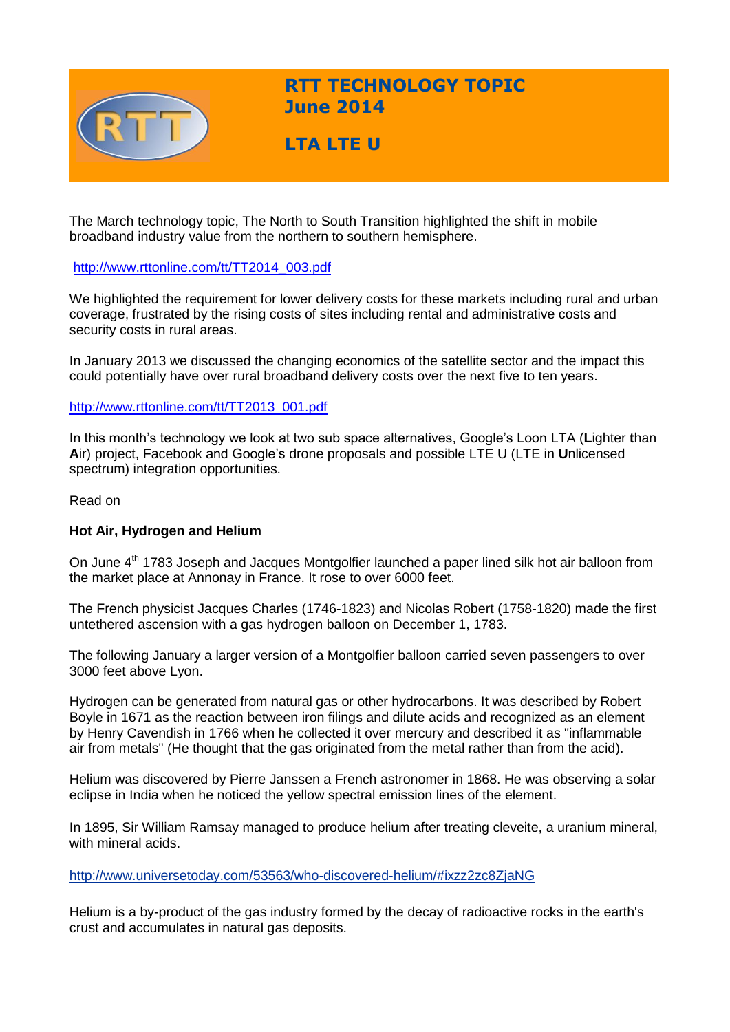# RTT TECHNOLOGY TOPIC
## June 2014

## LTA LTE U

The March technology topic, The North to South Transition highlighted the shift in mobile broadband industry value from the northern to southern hemisphere.

http://www.rttonline.com/tt/TT2014_003.pdf

We highlighted the requirement for lower delivery costs for these markets including rural and urban coverage, frustrated by the rising costs of sites including rental and administrative costs and security costs in rural areas.

In January 2013 we discussed the changing economics of the satellite sector and the impact this could potentially have over rural broadband delivery costs over the next five to ten years.

http://www.rttonline.com/tt/TT2013_001.pdf

In this month's technology we look at two sub space alternatives, Google's Loon LTA (**L**ighter **t**han **A**ir) project, Facebook and Google's drone proposals and possible LTE U (LTE in **U**nlicensed spectrum) integration opportunities.

Read on

**Hot Air, Hydrogen and Helium**

On June 4th 1783 Joseph and Jacques Montgolfier launched a paper lined silk hot air balloon from the market place at Annonay in France. It rose to over 6000 feet.

The French physicist Jacques Charles (1746-1823) and Nicolas Robert (1758-1820) made the first untethered ascension with a gas hydrogen balloon on December 1, 1783.

The following January a larger version of a Montgolfier balloon carried seven passengers to over 3000 feet above Lyon.

Hydrogen can be generated from natural gas or other hydrocarbons. It was described by Robert Boyle in 1671 as the reaction between iron filings and dilute acids and recognized as an element by Henry Cavendish in 1766 when he collected it over mercury and described it as "inflammable air from metals" (He thought that the gas originated from the metal rather than from the acid).

Helium was discovered by Pierre Janssen a French astronomer in 1868. He was observing a solar eclipse in India when he noticed the yellow spectral emission lines of the element.

In 1895, Sir William Ramsay managed to produce helium after treating cleveite, a uranium mineral, with mineral acids.

http://www.universetoday.com/53563/who-discovered-helium/#ixzz2zc8ZjaNG

Helium is a by-product of the gas industry formed by the decay of radioactive rocks in the earth's crust and accumulates in natural gas deposits.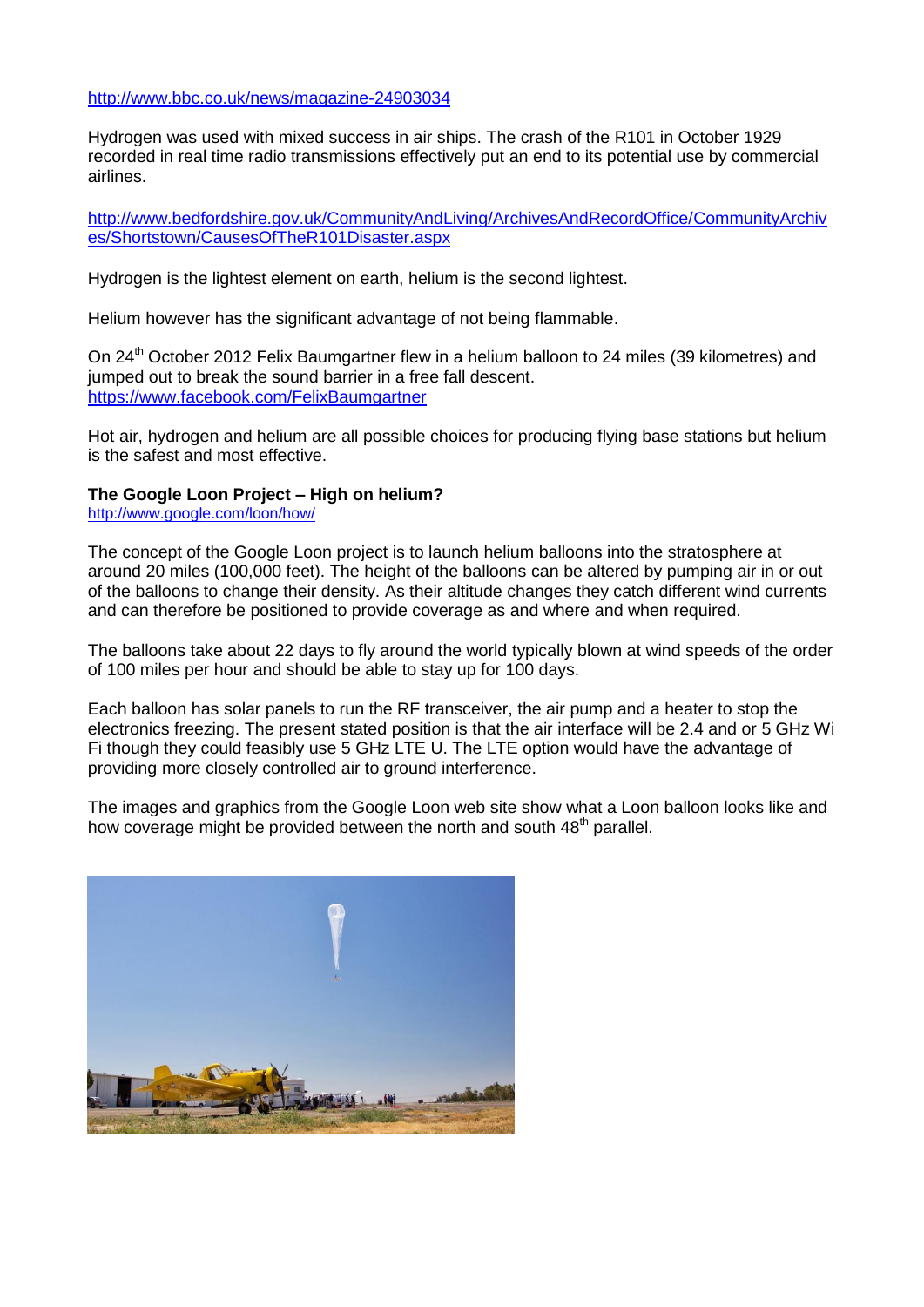http://www.bbc.co.uk/news/magazine-24903034

Hydrogen was used with mixed success in air ships. The crash of the R101 in October 1929 recorded in real time radio transmissions effectively put an end to its potential use by commercial airlines.

http://www.bedfordshire.gov.uk/CommunityAndLiving/ArchivesAndRecordOffice/CommunityArchives/Shortstown/CausesOfTheR101Disaster.aspx

Hydrogen is the lightest element on earth, helium is the second lightest.

Helium however has the significant advantage of not being flammable.

On 24th October 2012 Felix Baumgartner flew in a helium balloon to 24 miles (39 kilometres) and jumped out to break the sound barrier in a free fall descent.
https://www.facebook.com/FelixBaumgartner

Hot air, hydrogen and helium are all possible choices for producing flying base stations but helium is the safest and most effective.

**The Google Loon Project – High on helium?**
http://www.google.com/loon/how/

The concept of the Google Loon project is to launch helium balloons into the stratosphere at around 20 miles (100,000 feet). The height of the balloons can be altered by pumping air in or out of the balloons to change their density. As their altitude changes they catch different wind currents and can therefore be positioned to provide coverage as and where and when required.

The balloons take about 22 days to fly around the world typically blown at wind speeds of the order of 100 miles per hour and should be able to stay up for 100 days.

Each balloon has solar panels to run the RF transceiver, the air pump and a heater to stop the electronics freezing. The present stated position is that the air interface will be 2.4 and or 5 GHz Wi Fi though they could feasibly use 5 GHz LTE U. The LTE option would have the advantage of providing more closely controlled air to ground interference.

The images and graphics from the Google Loon web site show what a Loon balloon looks like and how coverage might be provided between the north and south 48th parallel.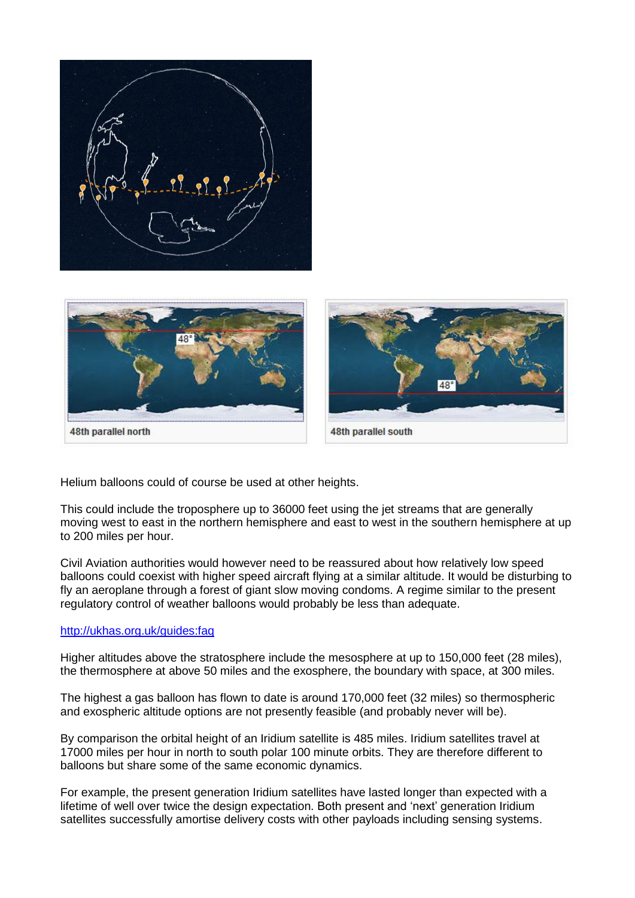48th parallel north

48th parallel south

Helium balloons could of course be used at other heights.

This could include the troposphere up to 36000 feet using the jet streams that are generally moving west to east in the northern hemisphere and east to west in the southern hemisphere at up to 200 miles per hour.

Civil Aviation authorities would however need to be reassured about how relatively low speed balloons could coexist with higher speed aircraft flying at a similar altitude. It would be disturbing to fly an aeroplane through a forest of giant slow moving condoms. A regime similar to the present regulatory control of weather balloons would probably be less than adequate.

http://ukhas.org.uk/guides:faq

Higher altitudes above the stratosphere include the mesosphere at up to 150,000 feet (28 miles), the thermosphere at above 50 miles and the exosphere, the boundary with space, at 300 miles.

The highest a gas balloon has flown to date is around 170,000 feet (32 miles) so thermospheric and exospheric altitude options are not presently feasible (and probably never will be).

By comparison the orbital height of an Iridium satellite is 485 miles. Iridium satellites travel at 17000 miles per hour in north to south polar 100 minute orbits. They are therefore different to balloons but share some of the same economic dynamics.

For example, the present generation Iridium satellites have lasted longer than expected with a lifetime of well over twice the design expectation. Both present and 'next' generation Iridium satellites successfully amortise delivery costs with other payloads including sensing systems.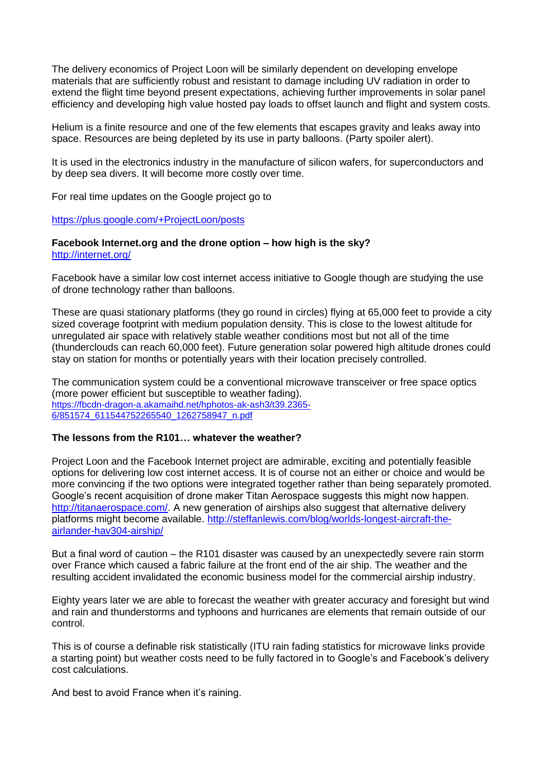The delivery economics of Project Loon will be similarly dependent on developing envelope materials that are sufficiently robust and resistant to damage including UV radiation in order to extend the flight time beyond present expectations, achieving further improvements in solar panel efficiency and developing high value hosted pay loads to offset launch and flight and system costs.

Helium is a finite resource and one of the few elements that escapes gravity and leaks away into space. Resources are being depleted by its use in party balloons. (Party spoiler alert).

It is used in the electronics industry in the manufacture of silicon wafers, for superconductors and by deep sea divers. It will become more costly over time.

For real time updates on the Google project go to

https://plus.google.com/+ProjectLoon/posts

**Facebook Internet.org and the drone option – how high is the sky?**
http://internet.org/

Facebook have a similar low cost internet access initiative to Google though are studying the use of drone technology rather than balloons.

These are quasi stationary platforms (they go round in circles) flying at 65,000 feet to provide a city sized coverage footprint with medium population density. This is close to the lowest altitude for unregulated air space with relatively stable weather conditions most but not all of the time (thunderclouds can reach 60,000 feet). Future generation solar powered high altitude drones could stay on station for months or potentially years with their location precisely controlled.

The communication system could be a conventional microwave transceiver or free space optics (more power efficient but susceptible to weather fading).
https://fbcdn-dragon-a.akamaihd.net/hphotos-ak-ash3/t39.2365-6/851574_611544752265540_1262758947_n.pdf

**The lessons from the R101… whatever the weather?**

Project Loon and the Facebook Internet project are admirable, exciting and potentially feasible options for delivering low cost internet access. It is of course not an either or choice and would be more convincing if the two options were integrated together rather than being separately promoted. Google's recent acquisition of drone maker Titan Aerospace suggests this might now happen. http://titanaerospace.com/. A new generation of airships also suggest that alternative delivery platforms might become available. http://steffanlewis.com/blog/worlds-longest-aircraft-the-airlander-hav304-airship/

But a final word of caution – the R101 disaster was caused by an unexpectedly severe rain storm over France which caused a fabric failure at the front end of the air ship. The weather and the resulting accident invalidated the economic business model for the commercial airship industry.

Eighty years later we are able to forecast the weather with greater accuracy and foresight but wind and rain and thunderstorms and typhoons and hurricanes are elements that remain outside of our control.

This is of course a definable risk statistically (ITU rain fading statistics for microwave links provide a starting point) but weather costs need to be fully factored in to Google's and Facebook's delivery cost calculations.

And best to avoid France when it's raining.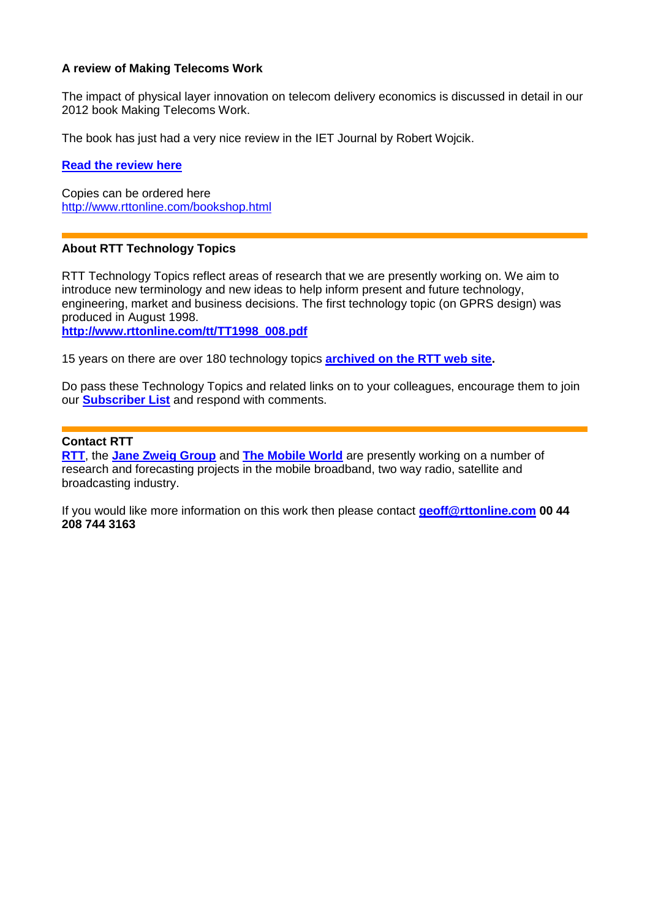**A review of Making Telecoms Work**

The impact of physical layer innovation on telecom delivery economics is discussed in detail in our 2012 book Making Telecoms Work.

The book has just had a very nice review in the IET Journal by Robert Wojcik.

**Read the review here**

Copies can be ordered here
http://www.rttonline.com/bookshop.html

---

**About RTT Technology Topics**

RTT Technology Topics reflect areas of research that we are presently working on. We aim to introduce new terminology and new ideas to help inform present and future technology, engineering, market and business decisions. The first technology topic (on GPRS design) was produced in August 1998.
**http://www.rttonline.com/tt/TT1998_008.pdf**

15 years on there are over 180 technology topics **archived on the RTT web site.**

Do pass these Technology Topics and related links on to your colleagues, encourage them to join our **Subscriber List** and respond with comments.

---

**Contact RTT**
**RTT**, the **Jane Zweig Group** and **The Mobile World** are presently working on a number of research and forecasting projects in the mobile broadband, two way radio, satellite and broadcasting industry.

If you would like more information on this work then please contact **geoff@rttonline.com** **00 44 208 744 3163**